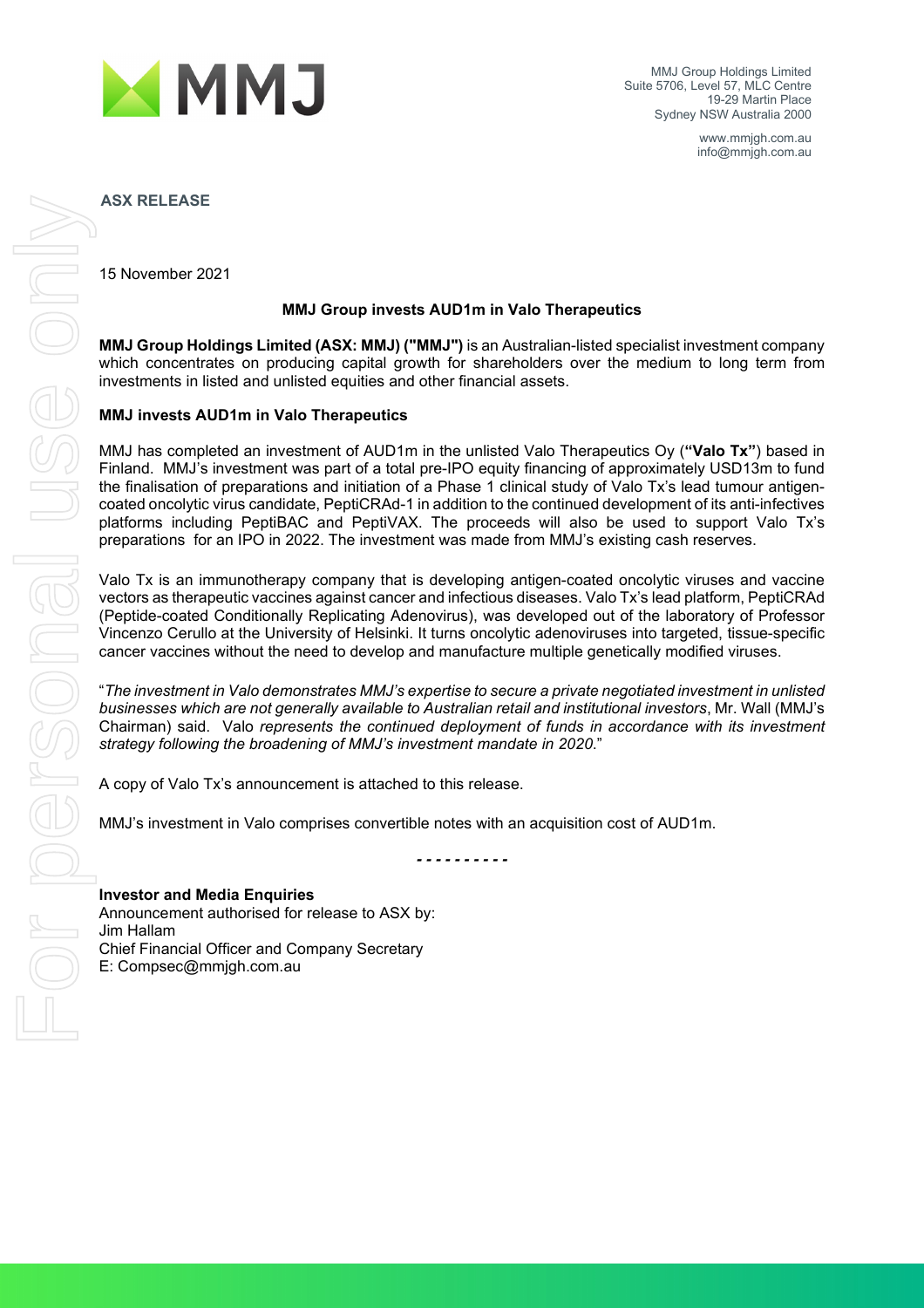MMJ Group Holdings Limited
Suite 5706, Level 57, MLC Centre
19-29 Martin Place
Sydney NSW Australia 2000

www.mmjgh.com.au
info@mmjgh.com.au

**ASX RELEASE**

15 November 2021

## MMJ Group invests AUD1m in Valo Therapeutics

**MMJ Group Holdings Limited (ASX: MMJ) ("MMJ")** is an Australian-listed specialist investment company which concentrates on producing capital growth for shareholders over the medium to long term from investments in listed and unlisted equities and other financial assets.

### MMJ invests AUD1m in Valo Therapeutics

MMJ has completed an investment of AUD1m in the unlisted Valo Therapeutics Oy (**"Valo Tx"**) based in Finland. MMJ's investment was part of a total pre-IPO equity financing of approximately USD13m to fund the finalisation of preparations and initiation of a Phase 1 clinical study of Valo Tx's lead tumour antigen-coated oncolytic virus candidate, PeptiCRAd-1 in addition to the continued development of its anti-infectives platforms including PeptiBAC and PeptiVAX. The proceeds will also be used to support Valo Tx's preparations for an IPO in 2022. The investment was made from MMJ's existing cash reserves.

Valo Tx is an immunotherapy company that is developing antigen-coated oncolytic viruses and vaccine vectors as therapeutic vaccines against cancer and infectious diseases. Valo Tx's lead platform, PeptiCRAd (Peptide-coated Conditionally Replicating Adenovirus), was developed out of the laboratory of Professor Vincenzo Cerullo at the University of Helsinki. It turns oncolytic adenoviruses into targeted, tissue-specific cancer vaccines without the need to develop and manufacture multiple genetically modified viruses.

"*The investment in Valo demonstrates MMJ's expertise to secure a private negotiated investment in unlisted businesses which are not generally available to Australian retail and institutional investors*, Mr. Wall (MMJ's Chairman) said. Valo *represents the continued deployment of funds in accordance with its investment strategy following the broadening of MMJ's investment mandate in 2020*."

A copy of Valo Tx's announcement is attached to this release.

MMJ's investment in Valo comprises convertible notes with an acquisition cost of AUD1m.

- - - - - - - - - -

**Investor and Media Enquiries**
Announcement authorised for release to ASX by:
Jim Hallam
Chief Financial Officer and Company Secretary
E: Compsec@mmjgh.com.au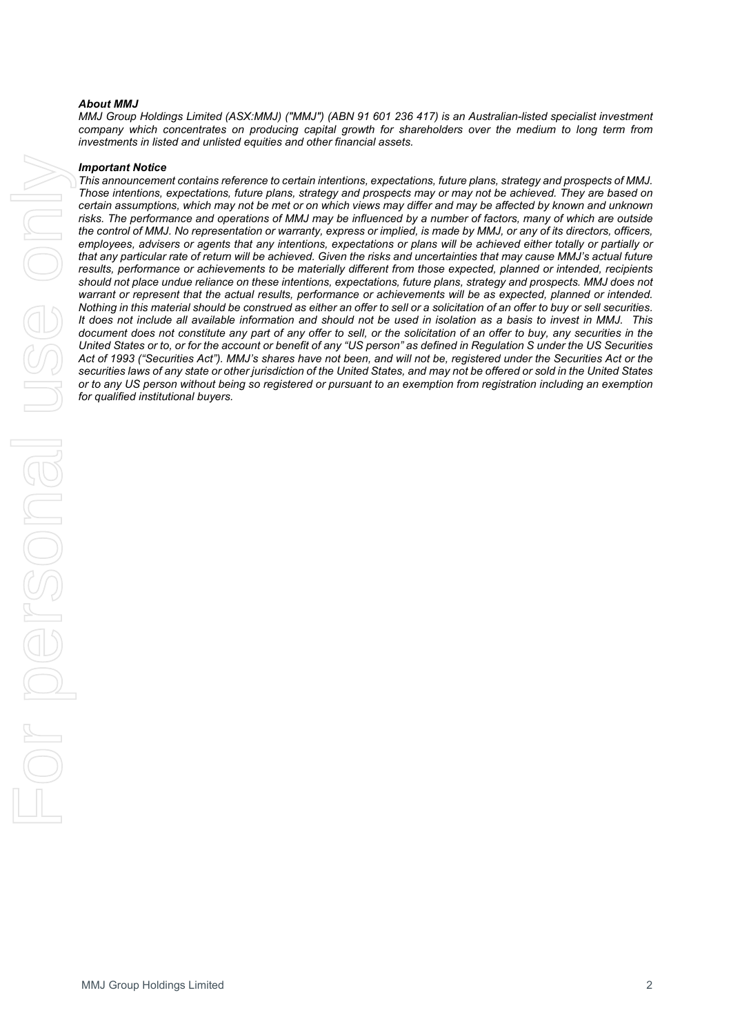***About MMJ***

*MMJ Group Holdings Limited (ASX:MMJ) ("MMJ") (ABN 91 601 236 417) is an Australian-listed specialist investment company which concentrates on producing capital growth for shareholders over the medium to long term from investments in listed and unlisted equities and other financial assets.*

***Important Notice***

*This announcement contains reference to certain intentions, expectations, future plans, strategy and prospects of MMJ. Those intentions, expectations, future plans, strategy and prospects may or may not be achieved. They are based on certain assumptions, which may not be met or on which views may differ and may be affected by known and unknown risks. The performance and operations of MMJ may be influenced by a number of factors, many of which are outside the control of MMJ. No representation or warranty, express or implied, is made by MMJ, or any of its directors, officers, employees, advisers or agents that any intentions, expectations or plans will be achieved either totally or partially or that any particular rate of return will be achieved. Given the risks and uncertainties that may cause MMJ's actual future results, performance or achievements to be materially different from those expected, planned or intended, recipients should not place undue reliance on these intentions, expectations, future plans, strategy and prospects. MMJ does not warrant or represent that the actual results, performance or achievements will be as expected, planned or intended. Nothing in this material should be construed as either an offer to sell or a solicitation of an offer to buy or sell securities. It does not include all available information and should not be used in isolation as a basis to invest in MMJ. This document does not constitute any part of any offer to sell, or the solicitation of an offer to buy, any securities in the United States or to, or for the account or benefit of any "US person" as defined in Regulation S under the US Securities Act of 1993 ("Securities Act"). MMJ's shares have not been, and will not be, registered under the Securities Act or the securities laws of any state or other jurisdiction of the United States, and may not be offered or sold in the United States or to any US person without being so registered or pursuant to an exemption from registration including an exemption for qualified institutional buyers.*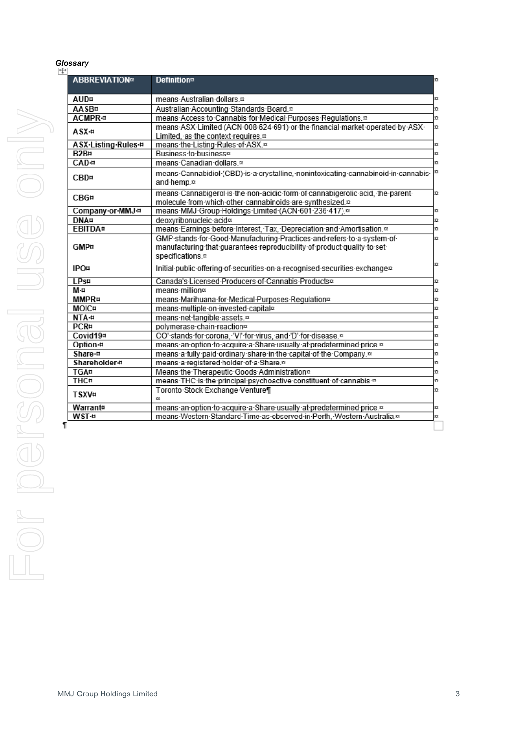*Glossary*

| ABBREVIATION | Definition |
|---|---|
| AUD | means Australian dollars. |
| AASB | Australian Accounting Standards Board. |
| ACMPR | means Access to Cannabis for Medical Purposes Regulations. |
| ASX | means ASX Limited (ACN 008 624 691) or the financial market operated by ASX Limited, as the context requires. |
| ASX Listing Rules | means the Listing Rules of ASX. |
| B2B | Business to business |
| CAD | means Canadian dollars. |
| CBD | means Cannabidiol (CBD) is a crystalline, nonintoxicating cannabinoid in cannabis and hemp. |
| CBG | means Cannabigerol is the non-acidic form of cannabigerolic acid, the parent molecule from which other cannabinoids are synthesized. |
| Company or MMJ | means MMJ Group Holdings Limited (ACN 601 236 417). |
| DNA | deoxyribonucleic acid |
| EBITDA | means Earnings before Interest, Tax, Depreciation and Amortisation. |
| GMP | GMP stands for Good Manufacturing Practices and refers to a system of manufacturing that guarantees reproducibility of product quality to set specifications. |
| IPO | Initial public offering of securities on a recognised securities exchange |
| LPs | Canada's Licensed Producers of Cannabis Products |
| M | means million |
| MMPR | means Marihuana for Medical Purposes Regulation |
| MOIC | means multiple on invested capital |
| NTA | means net tangible assets. |
| PCR | polymerase chain reaction |
| Covid19 | CO' stands for corona, 'VI' for virus, and 'D' for disease. |
| Option | means an option to acquire a Share usually at predetermined price. |
| Share | means a fully paid ordinary share in the capital of the Company. |
| Shareholder | means a registered holder of a Share. |
| TGA | Means the Therapeutic Goods Administration |
| THC | means THC is the principal psychoactive constituent of cannabis |
| TSXV | Toronto Stock Exchange Venture |
| Warrant | means an option to acquire a Share usually at predetermined price. |
| WST | means Western Standard Time as observed in Perth, Western Australia. |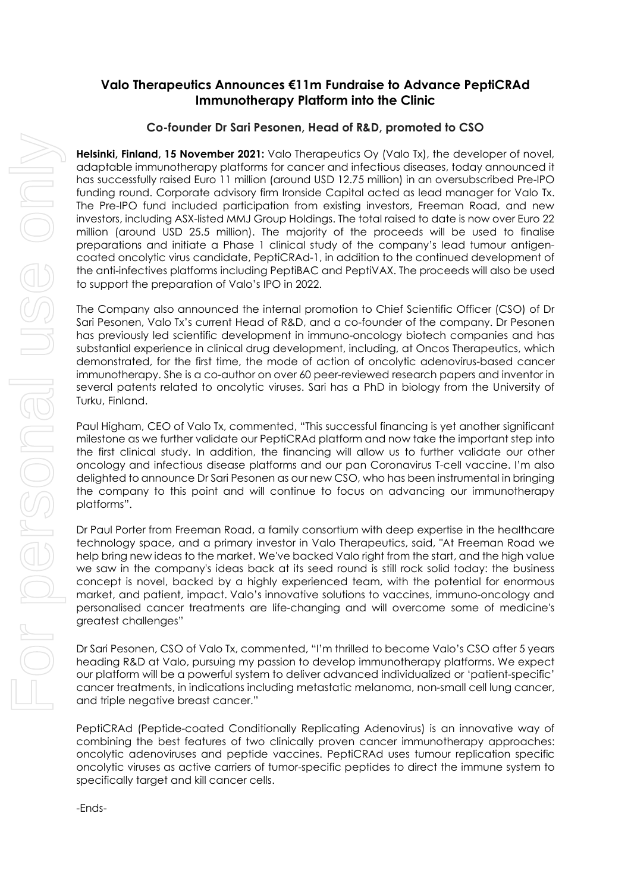## Valo Therapeutics Announces €11m Fundraise to Advance PeptiCRAd Immunotherapy Platform into the Clinic

### Co-founder Dr Sari Pesonen, Head of R&D, promoted to CSO

**Helsinki, Finland, 15 November 2021:** Valo Therapeutics Oy (Valo Tx), the developer of novel, adaptable immunotherapy platforms for cancer and infectious diseases, today announced it has successfully raised Euro 11 million (around USD 12.75 million) in an oversubscribed Pre-IPO funding round. Corporate advisory firm Ironside Capital acted as lead manager for Valo Tx. The Pre-IPO fund included participation from existing investors, Freeman Road, and new investors, including ASX-listed MMJ Group Holdings. The total raised to date is now over Euro 22 million (around USD 25.5 million). The majority of the proceeds will be used to finalise preparations and initiate a Phase 1 clinical study of the company's lead tumour antigen-coated oncolytic virus candidate, PeptiCRAd-1, in addition to the continued development of the anti-infectives platforms including PeptiBAC and PeptiVAX. The proceeds will also be used to support the preparation of Valo's IPO in 2022.

The Company also announced the internal promotion to Chief Scientific Officer (CSO) of Dr Sari Pesonen, Valo Tx's current Head of R&D, and a co-founder of the company. Dr Pesonen has previously led scientific development in immuno-oncology biotech companies and has substantial experience in clinical drug development, including, at Oncos Therapeutics, which demonstrated, for the first time, the mode of action of oncolytic adenovirus-based cancer immunotherapy. She is a co-author on over 60 peer-reviewed research papers and inventor in several patents related to oncolytic viruses. Sari has a PhD in biology from the University of Turku, Finland.

Paul Higham, CEO of Valo Tx, commented, "This successful financing is yet another significant milestone as we further validate our PeptiCRAd platform and now take the important step into the first clinical study. In addition, the financing will allow us to further validate our other oncology and infectious disease platforms and our pan Coronavirus T-cell vaccine. I'm also delighted to announce Dr Sari Pesonen as our new CSO, who has been instrumental in bringing the company to this point and will continue to focus on advancing our immunotherapy platforms".

Dr Paul Porter from Freeman Road, a family consortium with deep expertise in the healthcare technology space, and a primary investor in Valo Therapeutics, said, "At Freeman Road we help bring new ideas to the market. We've backed Valo right from the start, and the high value we saw in the company's ideas back at its seed round is still rock solid today: the business concept is novel, backed by a highly experienced team, with the potential for enormous market, and patient, impact. Valo's innovative solutions to vaccines, immuno-oncology and personalised cancer treatments are life-changing and will overcome some of medicine's greatest challenges"

Dr Sari Pesonen, CSO of Valo Tx, commented, "I'm thrilled to become Valo's CSO after 5 years heading R&D at Valo, pursuing my passion to develop immunotherapy platforms. We expect our platform will be a powerful system to deliver advanced individualized or 'patient-specific' cancer treatments, in indications including metastatic melanoma, non-small cell lung cancer, and triple negative breast cancer."

PeptiCRAd (Peptide-coated Conditionally Replicating Adenovirus) is an innovative way of combining the best features of two clinically proven cancer immunotherapy approaches: oncolytic adenoviruses and peptide vaccines. PeptiCRAd uses tumour replication specific oncolytic viruses as active carriers of tumor-specific peptides to direct the immune system to specifically target and kill cancer cells.

-Ends-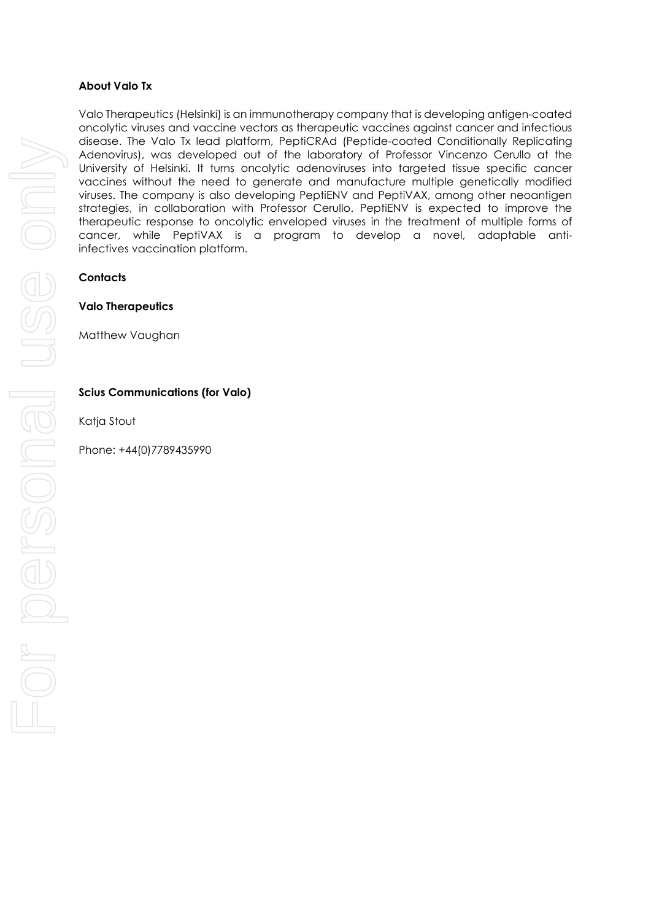**About Valo Tx**

Valo Therapeutics (Helsinki) is an immunotherapy company that is developing antigen-coated oncolytic viruses and vaccine vectors as therapeutic vaccines against cancer and infectious disease. The Valo Tx lead platform, PeptiCRAd (Peptide-coated Conditionally Replicating Adenovirus), was developed out of the laboratory of Professor Vincenzo Cerullo at the University of Helsinki. It turns oncolytic adenoviruses into targeted tissue specific cancer vaccines without the need to generate and manufacture multiple genetically modified viruses. The company is also developing PeptiENV and PeptiVAX, among other neoantigen strategies, in collaboration with Professor Cerullo. PeptiENV is expected to improve the therapeutic response to oncolytic enveloped viruses in the treatment of multiple forms of cancer, while PeptiVAX is a program to develop a novel, adaptable anti-infectives vaccination platform.

**Contacts**

**Valo Therapeutics**

Matthew Vaughan

**Scius Communications (for Valo)**

Katja Stout

Phone: +44(0)7789435990